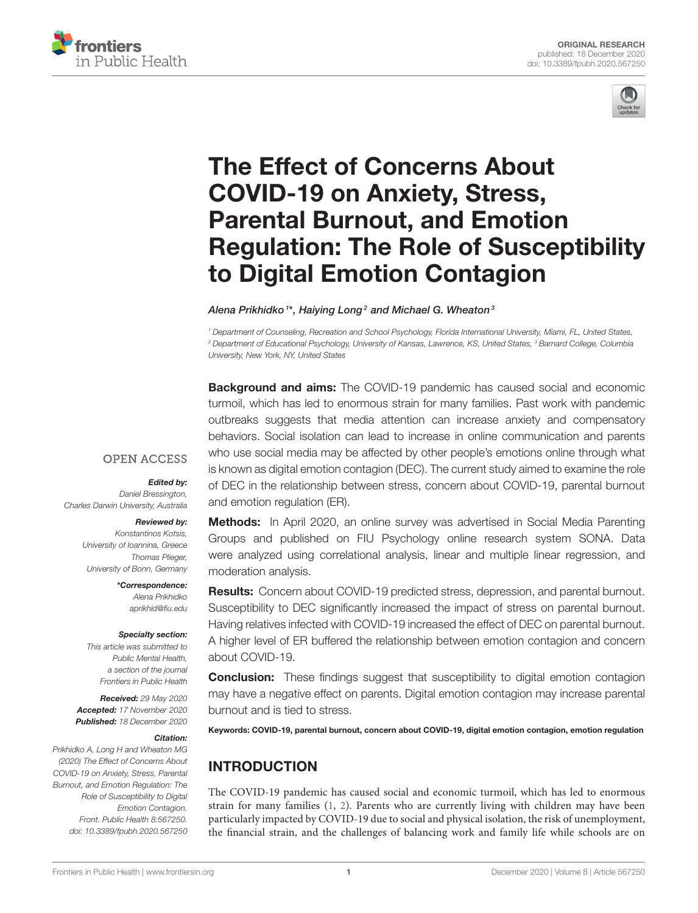ORIGINAL RESEARCH
published: 18 December 2020
doi: 10.3389/fpubh.2020.567250

# The Effect of Concerns About COVID-19 on Anxiety, Stress, Parental Burnout, and Emotion Regulation: The Role of Susceptibility to Digital Emotion Contagion

*Alena Prikhidko[1]*, Haiying Long[2] and Michael G. Wheaton[3]*

[1] Department of Counseling, Recreation and School Psychology, Florida International University, Miami, FL, United States, [2] Department of Educational Psychology, University of Kansas, Lawrence, KS, United States, [3] Barnard College, Columbia University, New York, NY, United States

OPEN ACCESS

***Edited by:***
*Daniel Bressington,*
*Charles Darwin University, Australia*

***Reviewed by:***
*Konstantinos Kotsis,*
*University of Ioannina, Greece*
*Thomas Plieger,*
*University of Bonn, Germany*

***\*Correspondence:***
*Alena Prikhidko*
*aprikhid@fiu.edu*

***Specialty section:***
*This article was submitted to Public Mental Health, a section of the journal Frontiers in Public Health*

***Received:*** *29 May 2020*
***Accepted:*** *17 November 2020*
***Published:*** *18 December 2020*

***Citation:***
*Prikhidko A, Long H and Wheaton MG (2020) The Effect of Concerns About COVID-19 on Anxiety, Stress, Parental Burnout, and Emotion Regulation: The Role of Susceptibility to Digital Emotion Contagion. Front. Public Health 8:567250. doi: 10.3389/fpubh.2020.567250*

**Background and aims:** The COVID-19 pandemic has caused social and economic turmoil, which has led to enormous strain for many families. Past work with pandemic outbreaks suggests that media attention can increase anxiety and compensatory behaviors. Social isolation can lead to increase in online communication and parents who use social media may be affected by other people's emotions online through what is known as digital emotion contagion (DEC). The current study aimed to examine the role of DEC in the relationship between stress, concern about COVID-19, parental burnout and emotion regulation (ER).

**Methods:** In April 2020, an online survey was advertised in Social Media Parenting Groups and published on FIU Psychology online research system SONA. Data were analyzed using correlational analysis, linear and multiple linear regression, and moderation analysis.

**Results:** Concern about COVID-19 predicted stress, depression, and parental burnout. Susceptibility to DEC significantly increased the impact of stress on parental burnout. Having relatives infected with COVID-19 increased the effect of DEC on parental burnout. A higher level of ER buffered the relationship between emotion contagion and concern about COVID-19.

**Conclusion:** These findings suggest that susceptibility to digital emotion contagion may have a negative effect on parents. Digital emotion contagion may increase parental burnout and is tied to stress.

**Keywords: COVID-19, parental burnout, concern about COVID-19, digital emotion contagion, emotion regulation**

## INTRODUCTION

The COVID-19 pandemic has caused social and economic turmoil, which has led to enormous strain for many families (1, 2). Parents who are currently living with children may have been particularly impacted by COVID-19 due to social and physical isolation, the risk of unemployment, the financial strain, and the challenges of balancing work and family life while schools are on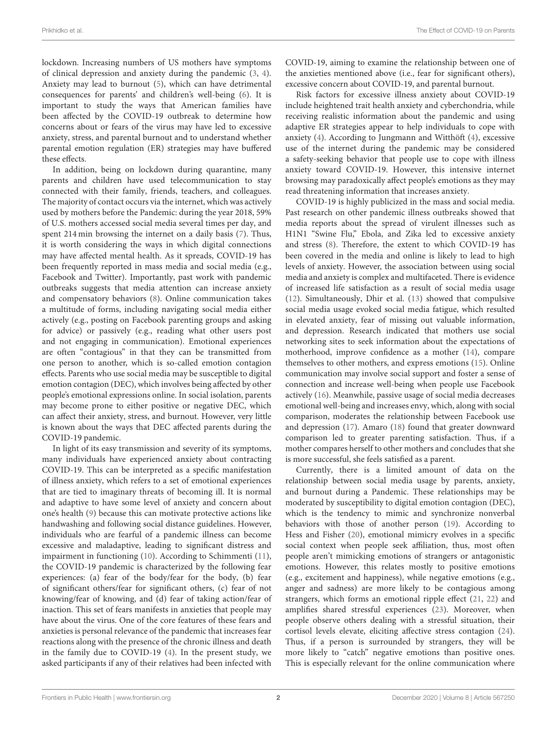lockdown. Increasing numbers of US mothers have symptoms of clinical depression and anxiety during the pandemic (3, 4). Anxiety may lead to burnout (5), which can have detrimental consequences for parents' and children's well-being (6). It is important to study the ways that American families have been affected by the COVID-19 outbreak to determine how concerns about or fears of the virus may have led to excessive anxiety, stress, and parental burnout and to understand whether parental emotion regulation (ER) strategies may have buffered these effects.

In addition, being on lockdown during quarantine, many parents and children have used telecommunication to stay connected with their family, friends, teachers, and colleagues. The majority of contact occurs via the internet, which was actively used by mothers before the Pandemic: during the year 2018, 59% of U.S. mothers accessed social media several times per day, and spent 214 min browsing the internet on a daily basis (7). Thus, it is worth considering the ways in which digital connections may have affected mental health. As it spreads, COVID-19 has been frequently reported in mass media and social media (e.g., Facebook and Twitter). Importantly, past work with pandemic outbreaks suggests that media attention can increase anxiety and compensatory behaviors (8). Online communication takes a multitude of forms, including navigating social media either actively (e.g., posting on Facebook parenting groups and asking for advice) or passively (e.g., reading what other users post and not engaging in communication). Emotional experiences are often "contagious" in that they can be transmitted from one person to another, which is so-called emotion contagion effects. Parents who use social media may be susceptible to digital emotion contagion (DEC), which involves being affected by other people's emotional expressions online. In social isolation, parents may become prone to either positive or negative DEC, which can affect their anxiety, stress, and burnout. However, very little is known about the ways that DEC affected parents during the COVID-19 pandemic.

In light of its easy transmission and severity of its symptoms, many individuals have experienced anxiety about contracting COVID-19. This can be interpreted as a specific manifestation of illness anxiety, which refers to a set of emotional experiences that are tied to imaginary threats of becoming ill. It is normal and adaptive to have some level of anxiety and concern about one's health (9) because this can motivate protective actions like handwashing and following social distance guidelines. However, individuals who are fearful of a pandemic illness can become excessive and maladaptive, leading to significant distress and impairment in functioning (10). According to Schimmenti (11), the COVID-19 pandemic is characterized by the following fear experiences: (a) fear of the body/fear for the body, (b) fear of significant others/fear for significant others, (c) fear of not knowing/fear of knowing, and (d) fear of taking action/fear of inaction. This set of fears manifests in anxieties that people may have about the virus. One of the core features of these fears and anxieties is personal relevance of the pandemic that increases fear reactions along with the presence of the chronic illness and death in the family due to COVID-19 (4). In the present study, we asked participants if any of their relatives had been infected with COVID-19, aiming to examine the relationship between one of the anxieties mentioned above (i.e., fear for significant others), excessive concern about COVID-19, and parental burnout.

Risk factors for excessive illness anxiety about COVID-19 include heightened trait health anxiety and cyberchondria, while receiving realistic information about the pandemic and using adaptive ER strategies appear to help individuals to cope with anxiety (4). According to Jungmann and Witthöft (4), excessive use of the internet during the pandemic may be considered a safety-seeking behavior that people use to cope with illness anxiety toward COVID-19. However, this intensive internet browsing may paradoxically affect people's emotions as they may read threatening information that increases anxiety.

COVID-19 is highly publicized in the mass and social media. Past research on other pandemic illness outbreaks showed that media reports about the spread of virulent illnesses such as H1N1 "Swine Flu," Ebola, and Zika led to excessive anxiety and stress (8). Therefore, the extent to which COVID-19 has been covered in the media and online is likely to lead to high levels of anxiety. However, the association between using social media and anxiety is complex and multifaceted. There is evidence of increased life satisfaction as a result of social media usage (12). Simultaneously, Dhir et al. (13) showed that compulsive social media usage evoked social media fatigue, which resulted in elevated anxiety, fear of missing out valuable information, and depression. Research indicated that mothers use social networking sites to seek information about the expectations of motherhood, improve confidence as a mother (14), compare themselves to other mothers, and express emotions (15). Online communication may involve social support and foster a sense of connection and increase well-being when people use Facebook actively (16). Meanwhile, passive usage of social media decreases emotional well-being and increases envy, which, along with social comparison, moderates the relationship between Facebook use and depression (17). Amaro (18) found that greater downward comparison led to greater parenting satisfaction. Thus, if a mother compares herself to other mothers and concludes that she is more successful, she feels satisfied as a parent.

Currently, there is a limited amount of data on the relationship between social media usage by parents, anxiety, and burnout during a Pandemic. These relationships may be moderated by susceptibility to digital emotion contagion (DEC), which is the tendency to mimic and synchronize nonverbal behaviors with those of another person (19). According to Hess and Fisher (20), emotional mimicry evolves in a specific social context when people seek affiliation, thus, most often people aren't mimicking emotions of strangers or antagonistic emotions. However, this relates mostly to positive emotions (e.g., excitement and happiness), while negative emotions (e.g., anger and sadness) are more likely to be contagious among strangers, which forms an emotional ripple effect (21, 22) and amplifies shared stressful experiences (23). Moreover, when people observe others dealing with a stressful situation, their cortisol levels elevate, eliciting affective stress contagion (24). Thus, if a person is surrounded by strangers, they will be more likely to "catch" negative emotions than positive ones. This is especially relevant for the online communication where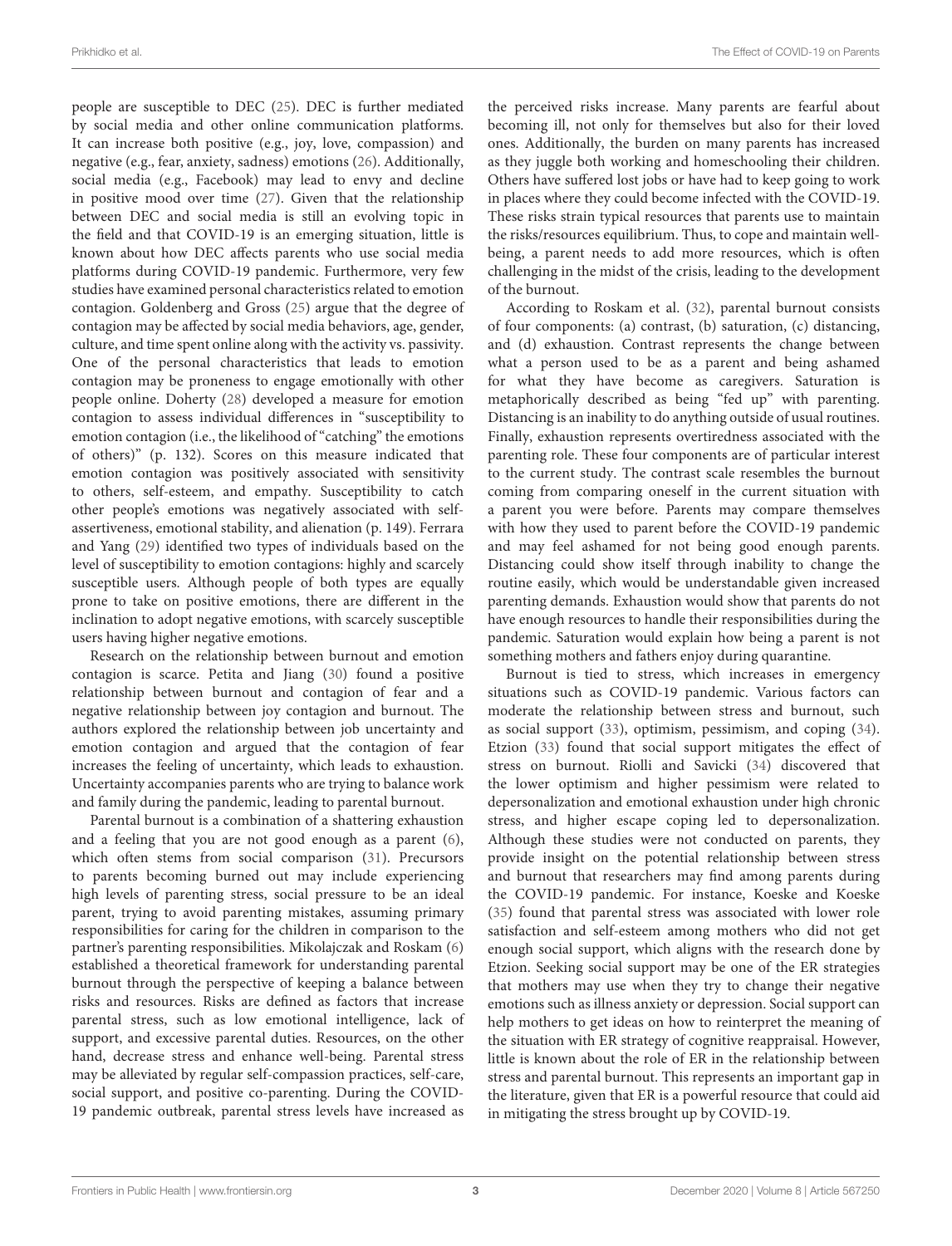people are susceptible to DEC (25). DEC is further mediated by social media and other online communication platforms. It can increase both positive (e.g., joy, love, compassion) and negative (e.g., fear, anxiety, sadness) emotions (26). Additionally, social media (e.g., Facebook) may lead to envy and decline in positive mood over time (27). Given that the relationship between DEC and social media is still an evolving topic in the field and that COVID-19 is an emerging situation, little is known about how DEC affects parents who use social media platforms during COVID-19 pandemic. Furthermore, very few studies have examined personal characteristics related to emotion contagion. Goldenberg and Gross (25) argue that the degree of contagion may be affected by social media behaviors, age, gender, culture, and time spent online along with the activity vs. passivity. One of the personal characteristics that leads to emotion contagion may be proneness to engage emotionally with other people online. Doherty (28) developed a measure for emotion contagion to assess individual differences in "susceptibility to emotion contagion (i.e., the likelihood of "catching" the emotions of others)" (p. 132). Scores on this measure indicated that emotion contagion was positively associated with sensitivity to others, self-esteem, and empathy. Susceptibility to catch other people's emotions was negatively associated with self-assertiveness, emotional stability, and alienation (p. 149). Ferrara and Yang (29) identified two types of individuals based on the level of susceptibility to emotion contagions: highly and scarcely susceptible users. Although people of both types are equally prone to take on positive emotions, there are different in the inclination to adopt negative emotions, with scarcely susceptible users having higher negative emotions.

Research on the relationship between burnout and emotion contagion is scarce. Petita and Jiang (30) found a positive relationship between burnout and contagion of fear and a negative relationship between joy contagion and burnout. The authors explored the relationship between job uncertainty and emotion contagion and argued that the contagion of fear increases the feeling of uncertainty, which leads to exhaustion. Uncertainty accompanies parents who are trying to balance work and family during the pandemic, leading to parental burnout.

Parental burnout is a combination of a shattering exhaustion and a feeling that you are not good enough as a parent (6), which often stems from social comparison (31). Precursors to parents becoming burned out may include experiencing high levels of parenting stress, social pressure to be an ideal parent, trying to avoid parenting mistakes, assuming primary responsibilities for caring for the children in comparison to the partner's parenting responsibilities. Mikolajczak and Roskam (6) established a theoretical framework for understanding parental burnout through the perspective of keeping a balance between risks and resources. Risks are defined as factors that increase parental stress, such as low emotional intelligence, lack of support, and excessive parental duties. Resources, on the other hand, decrease stress and enhance well-being. Parental stress may be alleviated by regular self-compassion practices, self-care, social support, and positive co-parenting. During the COVID-19 pandemic outbreak, parental stress levels have increased as the perceived risks increase. Many parents are fearful about becoming ill, not only for themselves but also for their loved ones. Additionally, the burden on many parents has increased as they juggle both working and homeschooling their children. Others have suffered lost jobs or have had to keep going to work in places where they could become infected with the COVID-19. These risks strain typical resources that parents use to maintain the risks/resources equilibrium. Thus, to cope and maintain well-being, a parent needs to add more resources, which is often challenging in the midst of the crisis, leading to the development of the burnout.

According to Roskam et al. (32), parental burnout consists of four components: (a) contrast, (b) saturation, (c) distancing, and (d) exhaustion. Contrast represents the change between what a person used to be as a parent and being ashamed for what they have become as caregivers. Saturation is metaphorically described as being "fed up" with parenting. Distancing is an inability to do anything outside of usual routines. Finally, exhaustion represents overtiredness associated with the parenting role. These four components are of particular interest to the current study. The contrast scale resembles the burnout coming from comparing oneself in the current situation with a parent you were before. Parents may compare themselves with how they used to parent before the COVID-19 pandemic and may feel ashamed for not being good enough parents. Distancing could show itself through inability to change the routine easily, which would be understandable given increased parenting demands. Exhaustion would show that parents do not have enough resources to handle their responsibilities during the pandemic. Saturation would explain how being a parent is not something mothers and fathers enjoy during quarantine.

Burnout is tied to stress, which increases in emergency situations such as COVID-19 pandemic. Various factors can moderate the relationship between stress and burnout, such as social support (33), optimism, pessimism, and coping (34). Etzion (33) found that social support mitigates the effect of stress on burnout. Riolli and Savicki (34) discovered that the lower optimism and higher pessimism were related to depersonalization and emotional exhaustion under high chronic stress, and higher escape coping led to depersonalization. Although these studies were not conducted on parents, they provide insight on the potential relationship between stress and burnout that researchers may find among parents during the COVID-19 pandemic. For instance, Koeske and Koeske (35) found that parental stress was associated with lower role satisfaction and self-esteem among mothers who did not get enough social support, which aligns with the research done by Etzion. Seeking social support may be one of the ER strategies that mothers may use when they try to change their negative emotions such as illness anxiety or depression. Social support can help mothers to get ideas on how to reinterpret the meaning of the situation with ER strategy of cognitive reappraisal. However, little is known about the role of ER in the relationship between stress and parental burnout. This represents an important gap in the literature, given that ER is a powerful resource that could aid in mitigating the stress brought up by COVID-19.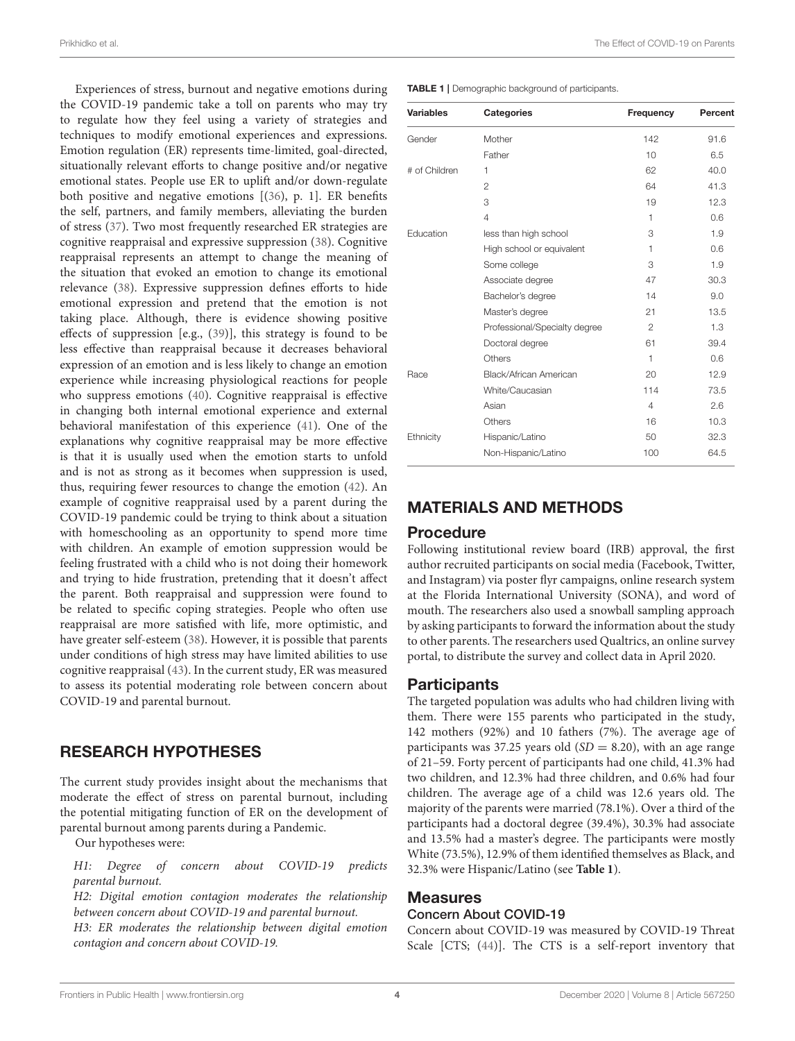Experiences of stress, burnout and negative emotions during the COVID-19 pandemic take a toll on parents who may try to regulate how they feel using a variety of strategies and techniques to modify emotional experiences and expressions. Emotion regulation (ER) represents time-limited, goal-directed, situationally relevant efforts to change positive and/or negative emotional states. People use ER to uplift and/or down-regulate both positive and negative emotions [(36), p. 1]. ER benefits the self, partners, and family members, alleviating the burden of stress (37). Two most frequently researched ER strategies are cognitive reappraisal and expressive suppression (38). Cognitive reappraisal represents an attempt to change the meaning of the situation that evoked an emotion to change its emotional relevance (38). Expressive suppression defines efforts to hide emotional expression and pretend that the emotion is not taking place. Although, there is evidence showing positive effects of suppression [e.g., (39)], this strategy is found to be less effective than reappraisal because it decreases behavioral expression of an emotion and is less likely to change an emotion experience while increasing physiological reactions for people who suppress emotions (40). Cognitive reappraisal is effective in changing both internal emotional experience and external behavioral manifestation of this experience (41). One of the explanations why cognitive reappraisal may be more effective is that it is usually used when the emotion starts to unfold and is not as strong as it becomes when suppression is used, thus, requiring fewer resources to change the emotion (42). An example of cognitive reappraisal used by a parent during the COVID-19 pandemic could be trying to think about a situation with homeschooling as an opportunity to spend more time with children. An example of emotion suppression would be feeling frustrated with a child who is not doing their homework and trying to hide frustration, pretending that it doesn't affect the parent. Both reappraisal and suppression were found to be related to specific coping strategies. People who often use reappraisal are more satisfied with life, more optimistic, and have greater self-esteem (38). However, it is possible that parents under conditions of high stress may have limited abilities to use cognitive reappraisal (43). In the current study, ER was measured to assess its potential moderating role between concern about COVID-19 and parental burnout.

## RESEARCH HYPOTHESES

The current study provides insight about the mechanisms that moderate the effect of stress on parental burnout, including the potential mitigating function of ER on the development of parental burnout among parents during a Pandemic.

Our hypotheses were:

*H1: Degree of concern about COVID-19 predicts parental burnout.*

*H2: Digital emotion contagion moderates the relationship between concern about COVID-19 and parental burnout.*

*H3: ER moderates the relationship between digital emotion contagion and concern about COVID-19.*

**TABLE 1** | Demographic background of participants.

| Variables | Categories | Frequency | Percent |
|---|---|---|---|
| Gender | Mother | 142 | 91.6 |
| | Father | 10 | 6.5 |
| # of Children | 1 | 62 | 40.0 |
| | 2 | 64 | 41.3 |
| | 3 | 19 | 12.3 |
| | 4 | 1 | 0.6 |
| Education | less than high school | 3 | 1.9 |
| | High school or equivalent | 1 | 0.6 |
| | Some college | 3 | 1.9 |
| | Associate degree | 47 | 30.3 |
| | Bachelor's degree | 14 | 9.0 |
| | Master's degree | 21 | 13.5 |
| | Professional/Specialty degree | 2 | 1.3 |
| | Doctoral degree | 61 | 39.4 |
| | Others | 1 | 0.6 |
| Race | Black/African American | 20 | 12.9 |
| | White/Caucasian | 114 | 73.5 |
| | Asian | 4 | 2.6 |
| | Others | 16 | 10.3 |
| Ethnicity | Hispanic/Latino | 50 | 32.3 |
| | Non-Hispanic/Latino | 100 | 64.5 |

## MATERIALS AND METHODS

### Procedure

Following institutional review board (IRB) approval, the first author recruited participants on social media (Facebook, Twitter, and Instagram) via poster flyr campaigns, online research system at the Florida International University (SONA), and word of mouth. The researchers also used a snowball sampling approach by asking participants to forward the information about the study to other parents. The researchers used Qualtrics, an online survey portal, to distribute the survey and collect data in April 2020.

### Participants

The targeted population was adults who had children living with them. There were 155 parents who participated in the study, 142 mothers (92%) and 10 fathers (7%). The average age of participants was 37.25 years old ($SD = 8.20$), with an age range of 21–59. Forty percent of participants had one child, 41.3% had two children, and 12.3% had three children, and 0.6% had four children. The average age of a child was 12.6 years old. The majority of the parents were married (78.1%). Over a third of the participants had a doctoral degree (39.4%), 30.3% had associate and 13.5% had a master's degree. The participants were mostly White (73.5%), 12.9% of them identified themselves as Black, and 32.3% were Hispanic/Latino (see **Table 1**).

### Measures

#### Concern About COVID-19

Concern about COVID-19 was measured by COVID-19 Threat Scale [CTS; (44)]. The CTS is a self-report inventory that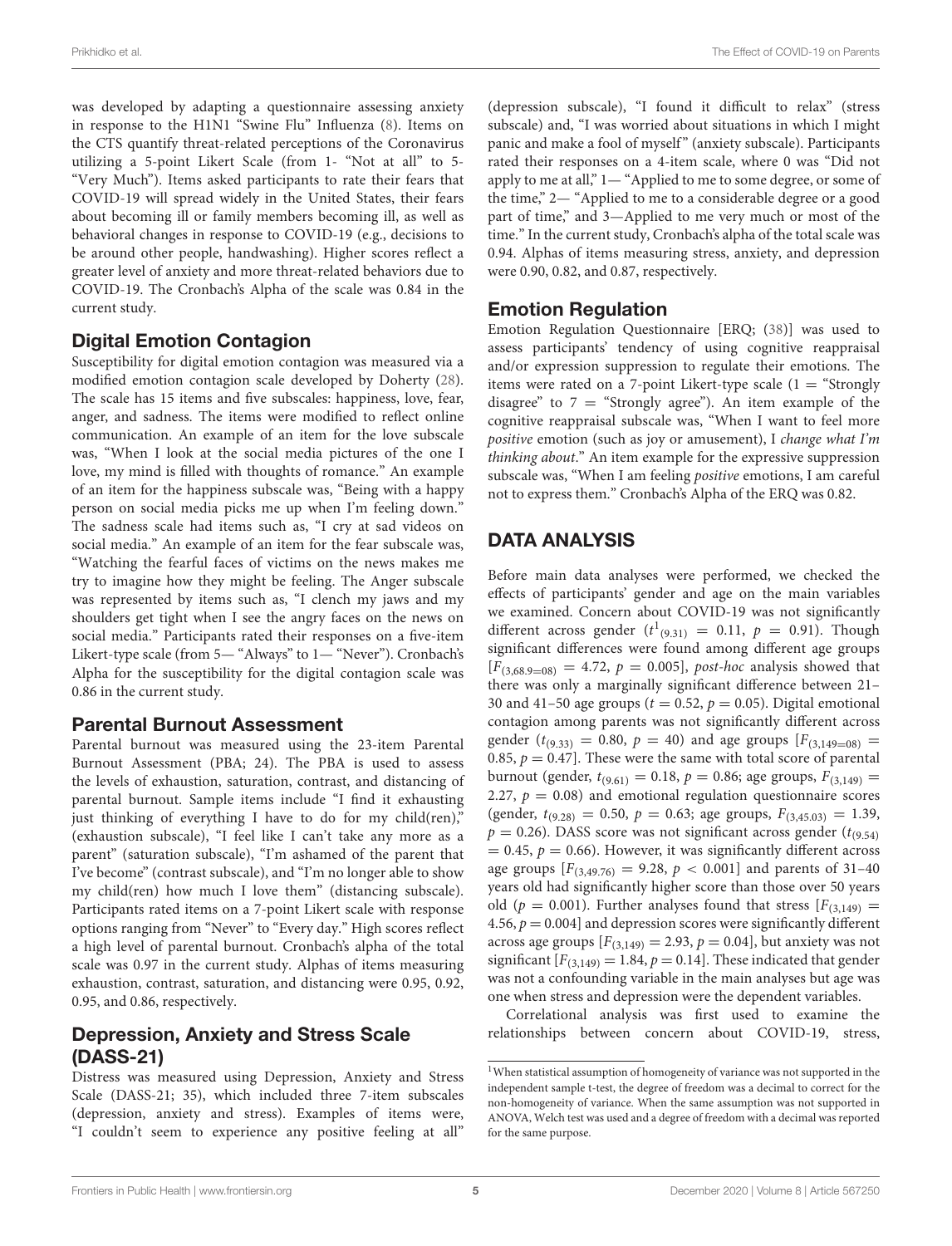was developed by adapting a questionnaire assessing anxiety in response to the H1N1 "Swine Flu" Influenza (8). Items on the CTS quantify threat-related perceptions of the Coronavirus utilizing a 5-point Likert Scale (from 1- "Not at all" to 5- "Very Much"). Items asked participants to rate their fears that COVID-19 will spread widely in the United States, their fears about becoming ill or family members becoming ill, as well as behavioral changes in response to COVID-19 (e.g., decisions to be around other people, handwashing). Higher scores reflect a greater level of anxiety and more threat-related behaviors due to COVID-19. The Cronbach's Alpha of the scale was 0.84 in the current study.

## Digital Emotion Contagion

Susceptibility for digital emotion contagion was measured via a modified emotion contagion scale developed by Doherty (28). The scale has 15 items and five subscales: happiness, love, fear, anger, and sadness. The items were modified to reflect online communication. An example of an item for the love subscale was, "When I look at the social media pictures of the one I love, my mind is filled with thoughts of romance." An example of an item for the happiness subscale was, "Being with a happy person on social media picks me up when I'm feeling down." The sadness scale had items such as, "I cry at sad videos on social media." An example of an item for the fear subscale was, "Watching the fearful faces of victims on the news makes me try to imagine how they might be feeling. The Anger subscale was represented by items such as, "I clench my jaws and my shoulders get tight when I see the angry faces on the news on social media." Participants rated their responses on a five-item Likert-type scale (from 5— "Always" to 1— "Never"). Cronbach's Alpha for the susceptibility for the digital contagion scale was 0.86 in the current study.

## Parental Burnout Assessment

Parental burnout was measured using the 23-item Parental Burnout Assessment (PBA; 24). The PBA is used to assess the levels of exhaustion, saturation, contrast, and distancing of parental burnout. Sample items include "I find it exhausting just thinking of everything I have to do for my child(ren)," (exhaustion subscale), "I feel like I can't take any more as a parent" (saturation subscale), "I'm ashamed of the parent that I've become" (contrast subscale), and "I'm no longer able to show my child(ren) how much I love them" (distancing subscale). Participants rated items on a 7-point Likert scale with response options ranging from "Never" to "Every day." High scores reflect a high level of parental burnout. Cronbach's alpha of the total scale was 0.97 in the current study. Alphas of items measuring exhaustion, contrast, saturation, and distancing were 0.95, 0.92, 0.95, and 0.86, respectively.

## Depression, Anxiety and Stress Scale (DASS-21)

Distress was measured using Depression, Anxiety and Stress Scale (DASS-21; 35), which included three 7-item subscales (depression, anxiety and stress). Examples of items were, "I couldn't seem to experience any positive feeling at all" (depression subscale), "I found it difficult to relax" (stress subscale) and, "I was worried about situations in which I might panic and make a fool of myself" (anxiety subscale). Participants rated their responses on a 4-item scale, where 0 was "Did not apply to me at all," 1— "Applied to me to some degree, or some of the time," 2— "Applied to me to a considerable degree or a good part of time," and 3—Applied to me very much or most of the time." In the current study, Cronbach's alpha of the total scale was 0.94. Alphas of items measuring stress, anxiety, and depression were 0.90, 0.82, and 0.87, respectively.

## Emotion Regulation

Emotion Regulation Questionnaire [ERQ; (38)] was used to assess participants' tendency of using cognitive reappraisal and/or expression suppression to regulate their emotions. The items were rated on a 7-point Likert-type scale (1 = "Strongly disagree" to 7 = "Strongly agree"). An item example of the cognitive reappraisal subscale was, "When I want to feel more *positive* emotion (such as joy or amusement), I *change what I'm thinking about*." An item example for the expressive suppression subscale was, "When I am feeling *positive* emotions, I am careful not to express them." Cronbach's Alpha of the ERQ was 0.82.

# DATA ANALYSIS

Before main data analyses were performed, we checked the effects of participants' gender and age on the main variables we examined. Concern about COVID-19 was not significantly different across gender ($t^1_{(9.31)} = 0.11$, $p = 0.91$). Though significant differences were found among different age groups [$F_{(3,68.9=08)} = 4.72$, $p = 0.005$], *post-hoc* analysis showed that there was only a marginally significant difference between 21–30 and 41–50 age groups ($t = 0.52$, $p = 0.05$). Digital emotional contagion among parents was not significantly different across gender ($t_{(9.33)} = 0.80$, $p = 40$) and age groups [$F_{(3,149=08)} = 0.85$, $p = 0.47$]. These were the same with total score of parental burnout (gender, $t_{(9.61)} = 0.18$, $p = 0.86$; age groups, $F_{(3,149)} = 2.27$, $p = 0.08$) and emotional regulation questionnaire scores (gender, $t_{(9.28)} = 0.50$, $p = 0.63$; age groups, $F_{(3,45.03)} = 1.39$, $p = 0.26$). DASS score was not significant across gender ($t_{(9.54)} = 0.45$, $p = 0.66$). However, it was significantly different across age groups [$F_{(3,49.76)} = 9.28$, $p < 0.001$] and parents of 31–40 years old had significantly higher score than those over 50 years old ($p = 0.001$). Further analyses found that stress [$F_{(3,149)} = 4.56$, $p = 0.004$] and depression scores were significantly different across age groups [$F_{(3,149)} = 2.93$, $p = 0.04$], but anxiety was not significant [$F_{(3,149)} = 1.84$, $p = 0.14$]. These indicated that gender was not a confounding variable in the main analyses but age was one when stress and depression were the dependent variables.

Correlational analysis was first used to examine the relationships between concern about COVID-19, stress,

[1] When statistical assumption of homogeneity of variance was not supported in the independent sample t-test, the degree of freedom was a decimal to correct for the non-homogeneity of variance. When the same assumption was not supported in ANOVA, Welch test was used and a degree of freedom with a decimal was reported for the same purpose.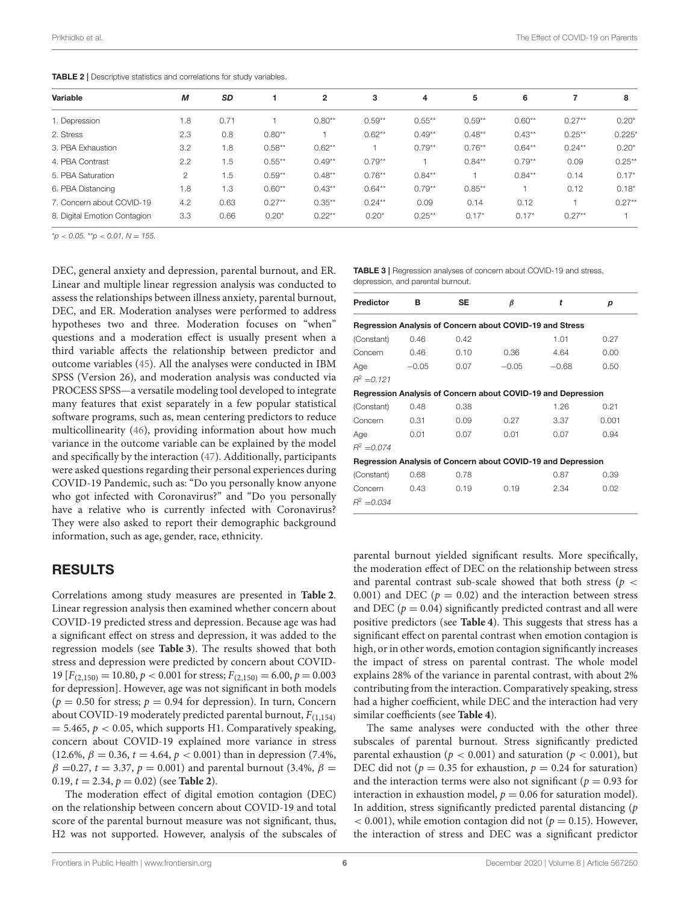**TABLE 2** | Descriptive statistics and correlations for study variables.

| Variable | *M* | *SD* | 1 | 2 | 3 | 4 | 5 | 6 | 7 | 8 |
|---|---|---|---|---|---|---|---|---|---|---|
| 1. Depression | 1.8 | 0.71 | 1 | 0.80** | 0.59** | 0.55** | 0.59** | 0.60** | 0.27** | 0.20* |
| 2. Stress | 2.3 | 0.8 | 0.80** | 1 | 0.62** | 0.49** | 0.48** | 0.43** | 0.25** | 0.225* |
| 3. PBA Exhaustion | 3.2 | 1.8 | 0.58** | 0.62** | 1 | 0.79** | 0.76** | 0.64** | 0.24** | 0.20* |
| 4. PBA Contrast | 2.2 | 1.5 | 0.55** | 0.49** | 0.79** | 1 | 0.84** | 0.79** | 0.09 | 0.25** |
| 5. PBA Saturation | 2 | 1.5 | 0.59** | 0.48** | 0.76** | 0.84** | 1 | 0.84** | 0.14 | 0.17* |
| 6. PBA Distancing | 1.8 | 1.3 | 0.60** | 0.43** | 0.64** | 0.79** | 0.85** | 1 | 0.12 | 0.18* |
| 7. Concern about COVID-19 | 4.2 | 0.63 | 0.27** | 0.35** | 0.24** | 0.09 | 0.14 | 0.12 | 1 | 0.27** |
| 8. Digital Emotion Contagion | 3.3 | 0.66 | 0.20* | 0.22** | 0.20* | 0.25** | 0.17* | 0.17* | 0.27** | 1 |

*$p < 0.05$. **$p < 0.01$, $N = 155$.

DEC, general anxiety and depression, parental burnout, and ER. Linear and multiple linear regression analysis was conducted to assess the relationships between illness anxiety, parental burnout, DEC, and ER. Moderation analyses were performed to address hypotheses two and three. Moderation focuses on "when" questions and a moderation effect is usually present when a third variable affects the relationship between predictor and outcome variables (45). All the analyses were conducted in IBM SPSS (Version 26), and moderation analysis was conducted via PROCESS SPSS—a versatile modeling tool developed to integrate many features that exist separately in a few popular statistical software programs, such as, mean centering predictors to reduce multicollinearity (46), providing information about how much variance in the outcome variable can be explained by the model and specifically by the interaction (47). Additionally, participants were asked questions regarding their personal experiences during COVID-19 Pandemic, such as: "Do you personally know anyone who got infected with Coronavirus?" and "Do you personally have a relative who is currently infected with Coronavirus? They were also asked to report their demographic background information, such as age, gender, race, ethnicity.

## RESULTS

Correlations among study measures are presented in **Table 2**. Linear regression analysis then examined whether concern about COVID-19 predicted stress and depression. Because age was had a significant effect on stress and depression, it was added to the regression models (see **Table 3**). The results showed that both stress and depression were predicted by concern about COVID-19 [$F_{(2,150)} = 10.80, p < 0.001$ for stress; $F_{(2,150)} = 6.00, p = 0.003$ for depression]. However, age was not significant in both models ($p = 0.50$ for stress; $p = 0.94$ for depression). In turn, Concern about COVID-19 moderately predicted parental burnout, $F_{(1,154)} = 5.465$, $p < 0.05$, which supports H1. Comparatively speaking, concern about COVID-19 explained more variance in stress (12.6%, $\beta = 0.36$, $t = 4.64$, $p < 0.001$) than in depression (7.4%, $\beta = 0.27$, $t = 3.37$, $p = 0.001$) and parental burnout (3.4%, $\beta = 0.19$, $t = 2.34$, $p = 0.02$) (see **Table 2**).

The moderation effect of digital emotion contagion (DEC) on the relationship between concern about COVID-19 and total score of the parental burnout measure was not significant, thus, H2 was not supported. However, analysis of the subscales of parental burnout yielded significant results. More specifically, the moderation effect of DEC on the relationship between stress and parental contrast sub-scale showed that both stress ($p < 0.001$) and DEC ($p = 0.02$) and the interaction between stress and DEC ($p = 0.04$) significantly predicted contrast and all were positive predictors (see **Table 4**). This suggests that stress has a significant effect on parental contrast when emotion contagion is high, or in other words, emotion contagion significantly increases the impact of stress on parental contrast. The whole model explains 28% of the variance in parental contrast, with about 2% contributing from the interaction. Comparatively speaking, stress had a higher coefficient, while DEC and the interaction had very similar coefficients (see **Table 4**).

**TABLE 3** | Regression analyses of concern about COVID-19 and stress, depression, and parental burnout.

| Predictor | B | SE | *β* | *t* | *p* |
|---|---|---|---|---|---|
| **Regression Analysis of Concern about COVID-19 and Stress** | | | | | |
| (Constant) | 0.46 | 0.42 | | 1.01 | 0.27 |
| Concern | 0.46 | 0.10 | 0.36 | 4.64 | 0.00 |
| Age | −0.05 | 0.07 | −0.05 | −0.68 | 0.50 |
| $R^2 = 0.121$ | | | | | |
| **Regression Analysis of Concern about COVID-19 and Depression** | | | | | |
| (Constant) | 0.48 | 0.38 | | 1.26 | 0.21 |
| Concern | 0.31 | 0.09 | 0.27 | 3.37 | 0.001 |
| Age | 0.01 | 0.07 | 0.01 | 0.07 | 0.94 |
| $R^2 = 0.074$ | | | | | |
| **Regression Analysis of Concern about COVID-19 and Depression** | | | | | |
| (Constant) | 0.68 | 0.78 | | 0.87 | 0.39 |
| Concern | 0.43 | 0.19 | 0.19 | 2.34 | 0.02 |
| $R^2 = 0.034$ | | | | | |

The same analyses were conducted with the other three subscales of parental burnout. Stress significantly predicted parental exhaustion ($p < 0.001$) and saturation ($p < 0.001$), but DEC did not ($p = 0.35$ for exhaustion, $p = 0.24$ for saturation) and the interaction terms were also not significant ($p = 0.93$ for interaction in exhaustion model, $p = 0.06$ for saturation model). In addition, stress significantly predicted parental distancing ($p < 0.001$), while emotion contagion did not ($p = 0.15$). However, the interaction of stress and DEC was a significant predictor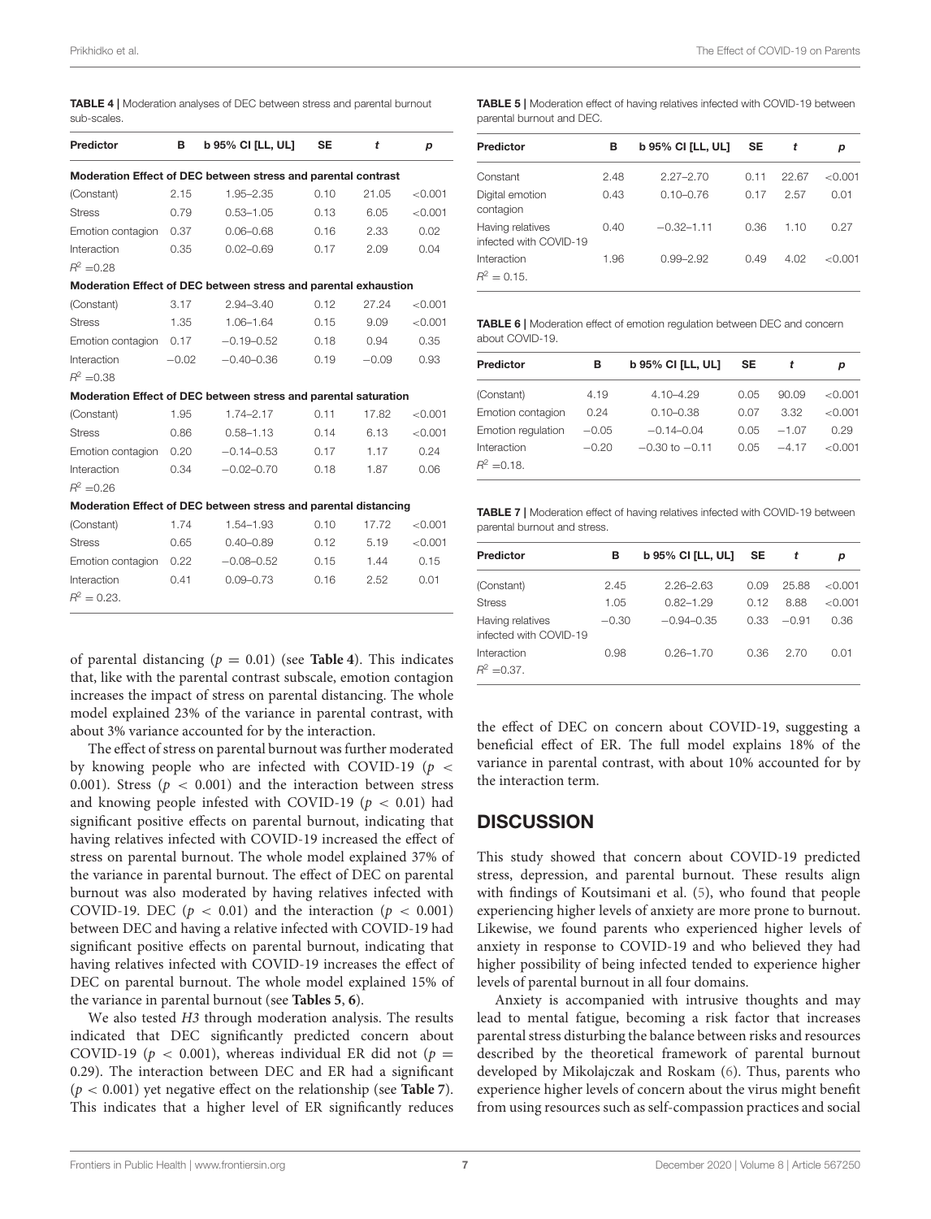**TABLE 4 |** Moderation analyses of DEC between stress and parental burnout sub-scales.

| Predictor | B | b 95% CI [LL, UL] | SE | t | p |
|---|---|---|---|---|---|
| **Moderation Effect of DEC between stress and parental contrast** | | | | | |
| (Constant) | 2.15 | 1.95–2.35 | 0.10 | 21.05 | <0.001 |
| Stress | 0.79 | 0.53–1.05 | 0.13 | 6.05 | <0.001 |
| Emotion contagion | 0.37 | 0.06–0.68 | 0.16 | 2.33 | 0.02 |
| Interaction | 0.35 | 0.02–0.69 | 0.17 | 2.09 | 0.04 |
| $R^2$ =0.28 | | | | | |
| **Moderation Effect of DEC between stress and parental exhaustion** | | | | | |
| (Constant) | 3.17 | 2.94–3.40 | 0.12 | 27.24 | <0.001 |
| Stress | 1.35 | 1.06–1.64 | 0.15 | 9.09 | <0.001 |
| Emotion contagion | 0.17 | −0.19–0.52 | 0.18 | 0.94 | 0.35 |
| Interaction | −0.02 | −0.40–0.36 | 0.19 | −0.09 | 0.93 |
| $R^2$ =0.38 | | | | | |
| **Moderation Effect of DEC between stress and parental saturation** | | | | | |
| (Constant) | 1.95 | 1.74–2.17 | 0.11 | 17.82 | <0.001 |
| Stress | 0.86 | 0.58–1.13 | 0.14 | 6.13 | <0.001 |
| Emotion contagion | 0.20 | −0.14–0.53 | 0.17 | 1.17 | 0.24 |
| Interaction | 0.34 | −0.02–0.70 | 0.18 | 1.87 | 0.06 |
| $R^2$ =0.26 | | | | | |
| **Moderation Effect of DEC between stress and parental distancing** | | | | | |
| (Constant) | 1.74 | 1.54–1.93 | 0.10 | 17.72 | <0.001 |
| Stress | 0.65 | 0.40–0.89 | 0.12 | 5.19 | <0.001 |
| Emotion contagion | 0.22 | −0.08–0.52 | 0.15 | 1.44 | 0.15 |
| Interaction | 0.41 | 0.09–0.73 | 0.16 | 2.52 | 0.01 |
| $R^2$ = 0.23. | | | | | |

of parental distancing ($p$ = 0.01) (see **Table 4**). This indicates that, like with the parental contrast subscale, emotion contagion increases the impact of stress on parental distancing. The whole model explained 23% of the variance in parental contrast, with about 3% variance accounted for by the interaction.

The effect of stress on parental burnout was further moderated by knowing people who are infected with COVID-19 ($p <$ 0.001). Stress ($p <$ 0.001) and the interaction between stress and knowing people infested with COVID-19 ($p <$ 0.01) had significant positive effects on parental burnout, indicating that having relatives infected with COVID-19 increased the effect of stress on parental burnout. The whole model explained 37% of the variance in parental burnout. The effect of DEC on parental burnout was also moderated by having relatives infected with COVID-19. DEC ($p <$ 0.01) and the interaction ($p <$ 0.001) between DEC and having a relative infected with COVID-19 had significant positive effects on parental burnout, indicating that having relatives infected with COVID-19 increases the effect of DEC on parental burnout. The whole model explained 15% of the variance in parental burnout (see **Tables 5**, **6**).

We also tested *H3* through moderation analysis. The results indicated that DEC significantly predicted concern about COVID-19 ($p <$ 0.001), whereas individual ER did not ($p$ = 0.29). The interaction between DEC and ER had a significant ($p <$ 0.001) yet negative effect on the relationship (see **Table 7**). This indicates that a higher level of ER significantly reduces the effect of DEC on concern about COVID-19, suggesting a beneficial effect of ER. The full model explains 18% of the variance in parental contrast, with about 10% accounted for by the interaction term.

**TABLE 5 |** Moderation effect of having relatives infected with COVID-19 between parental burnout and DEC.

| Predictor | B | b 95% CI [LL, UL] | SE | t | p |
|---|---|---|---|---|---|
| Constant | 2.48 | 2.27–2.70 | 0.11 | 22.67 | <0.001 |
| Digital emotion contagion | 0.43 | 0.10–0.76 | 0.17 | 2.57 | 0.01 |
| Having relatives infected with COVID-19 | 0.40 | −0.32–1.11 | 0.36 | 1.10 | 0.27 |
| Interaction | 1.96 | 0.99–2.92 | 0.49 | 4.02 | <0.001 |
| $R^2$ = 0.15. | | | | | |

**TABLE 6 |** Moderation effect of emotion regulation between DEC and concern about COVID-19.

| Predictor | B | b 95% CI [LL, UL] | SE | t | p |
|---|---|---|---|---|---|
| (Constant) | 4.19 | 4.10–4.29 | 0.05 | 90.09 | <0.001 |
| Emotion contagion | 0.24 | 0.10–0.38 | 0.07 | 3.32 | <0.001 |
| Emotion regulation | −0.05 | −0.14–0.04 | 0.05 | −1.07 | 0.29 |
| Interaction | −0.20 | −0.30 to −0.11 | 0.05 | −4.17 | <0.001 |
| $R^2$ =0.18. | | | | | |

**TABLE 7 |** Moderation effect of having relatives infected with COVID-19 between parental burnout and stress.

| Predictor | B | b 95% CI [LL, UL] | SE | t | p |
|---|---|---|---|---|---|
| (Constant) | 2.45 | 2.26–2.63 | 0.09 | 25.88 | <0.001 |
| Stress | 1.05 | 0.82–1.29 | 0.12 | 8.88 | <0.001 |
| Having relatives infected with COVID-19 | −0.30 | −0.94–0.35 | 0.33 | −0.91 | 0.36 |
| Interaction | 0.98 | 0.26–1.70 | 0.36 | 2.70 | 0.01 |
| $R^2$ =0.37. | | | | | |

## DISCUSSION

This study showed that concern about COVID-19 predicted stress, depression, and parental burnout. These results align with findings of Koutsimani et al. (5), who found that people experiencing higher levels of anxiety are more prone to burnout. Likewise, we found parents who experienced higher levels of anxiety in response to COVID-19 and who believed they had higher possibility of being infected tended to experience higher levels of parental burnout in all four domains.

Anxiety is accompanied with intrusive thoughts and may lead to mental fatigue, becoming a risk factor that increases parental stress disturbing the balance between risks and resources described by the theoretical framework of parental burnout developed by Mikolajczak and Roskam (6). Thus, parents who experience higher levels of concern about the virus might benefit from using resources such as self-compassion practices and social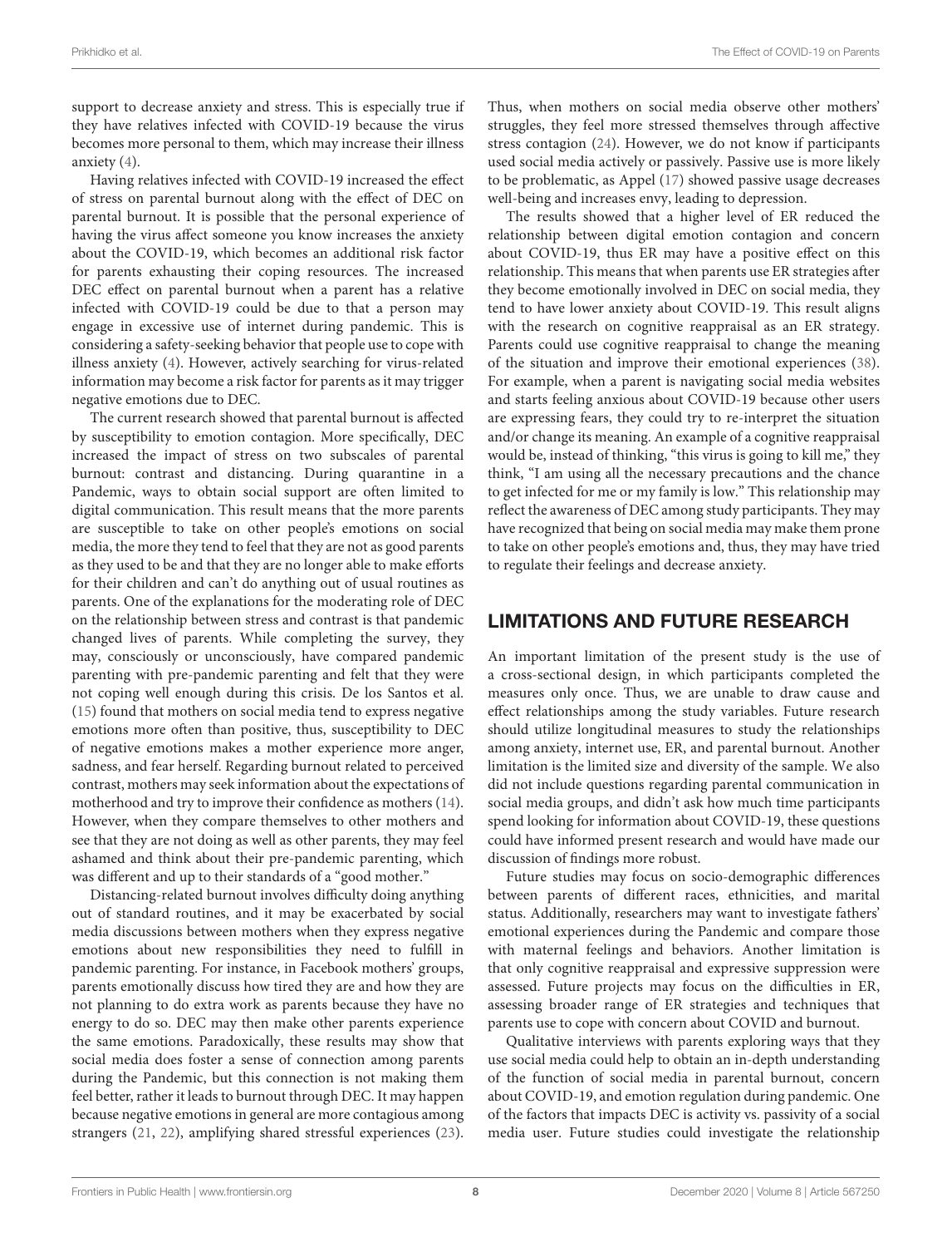support to decrease anxiety and stress. This is especially true if they have relatives infected with COVID-19 because the virus becomes more personal to them, which may increase their illness anxiety (4).

Having relatives infected with COVID-19 increased the effect of stress on parental burnout along with the effect of DEC on parental burnout. It is possible that the personal experience of having the virus affect someone you know increases the anxiety about the COVID-19, which becomes an additional risk factor for parents exhausting their coping resources. The increased DEC effect on parental burnout when a parent has a relative infected with COVID-19 could be due to that a person may engage in excessive use of internet during pandemic. This is considering a safety-seeking behavior that people use to cope with illness anxiety (4). However, actively searching for virus-related information may become a risk factor for parents as it may trigger negative emotions due to DEC.

The current research showed that parental burnout is affected by susceptibility to emotion contagion. More specifically, DEC increased the impact of stress on two subscales of parental burnout: contrast and distancing. During quarantine in a Pandemic, ways to obtain social support are often limited to digital communication. This result means that the more parents are susceptible to take on other people's emotions on social media, the more they tend to feel that they are not as good parents as they used to be and that they are no longer able to make efforts for their children and can't do anything out of usual routines as parents. One of the explanations for the moderating role of DEC on the relationship between stress and contrast is that pandemic changed lives of parents. While completing the survey, they may, consciously or unconsciously, have compared pandemic parenting with pre-pandemic parenting and felt that they were not coping well enough during this crisis. De los Santos et al. (15) found that mothers on social media tend to express negative emotions more often than positive, thus, susceptibility to DEC of negative emotions makes a mother experience more anger, sadness, and fear herself. Regarding burnout related to perceived contrast, mothers may seek information about the expectations of motherhood and try to improve their confidence as mothers (14). However, when they compare themselves to other mothers and see that they are not doing as well as other parents, they may feel ashamed and think about their pre-pandemic parenting, which was different and up to their standards of a "good mother."

Distancing-related burnout involves difficulty doing anything out of standard routines, and it may be exacerbated by social media discussions between mothers when they express negative emotions about new responsibilities they need to fulfill in pandemic parenting. For instance, in Facebook mothers' groups, parents emotionally discuss how tired they are and how they are not planning to do extra work as parents because they have no energy to do so. DEC may then make other parents experience the same emotions. Paradoxically, these results may show that social media does foster a sense of connection among parents during the Pandemic, but this connection is not making them feel better, rather it leads to burnout through DEC. It may happen because negative emotions in general are more contagious among strangers (21, 22), amplifying shared stressful experiences (23). Thus, when mothers on social media observe other mothers' struggles, they feel more stressed themselves through affective stress contagion (24). However, we do not know if participants used social media actively or passively. Passive use is more likely to be problematic, as Appel (17) showed passive usage decreases well-being and increases envy, leading to depression.

The results showed that a higher level of ER reduced the relationship between digital emotion contagion and concern about COVID-19, thus ER may have a positive effect on this relationship. This means that when parents use ER strategies after they become emotionally involved in DEC on social media, they tend to have lower anxiety about COVID-19. This result aligns with the research on cognitive reappraisal as an ER strategy. Parents could use cognitive reappraisal to change the meaning of the situation and improve their emotional experiences (38). For example, when a parent is navigating social media websites and starts feeling anxious about COVID-19 because other users are expressing fears, they could try to re-interpret the situation and/or change its meaning. An example of a cognitive reappraisal would be, instead of thinking, "this virus is going to kill me," they think, "I am using all the necessary precautions and the chance to get infected for me or my family is low." This relationship may reflect the awareness of DEC among study participants. They may have recognized that being on social media may make them prone to take on other people's emotions and, thus, they may have tried to regulate their feelings and decrease anxiety.

## LIMITATIONS AND FUTURE RESEARCH

An important limitation of the present study is the use of a cross-sectional design, in which participants completed the measures only once. Thus, we are unable to draw cause and effect relationships among the study variables. Future research should utilize longitudinal measures to study the relationships among anxiety, internet use, ER, and parental burnout. Another limitation is the limited size and diversity of the sample. We also did not include questions regarding parental communication in social media groups, and didn't ask how much time participants spend looking for information about COVID-19, these questions could have informed present research and would have made our discussion of findings more robust.

Future studies may focus on socio-demographic differences between parents of different races, ethnicities, and marital status. Additionally, researchers may want to investigate fathers' emotional experiences during the Pandemic and compare those with maternal feelings and behaviors. Another limitation is that only cognitive reappraisal and expressive suppression were assessed. Future projects may focus on the difficulties in ER, assessing broader range of ER strategies and techniques that parents use to cope with concern about COVID and burnout.

Qualitative interviews with parents exploring ways that they use social media could help to obtain an in-depth understanding of the function of social media in parental burnout, concern about COVID-19, and emotion regulation during pandemic. One of the factors that impacts DEC is activity vs. passivity of a social media user. Future studies could investigate the relationship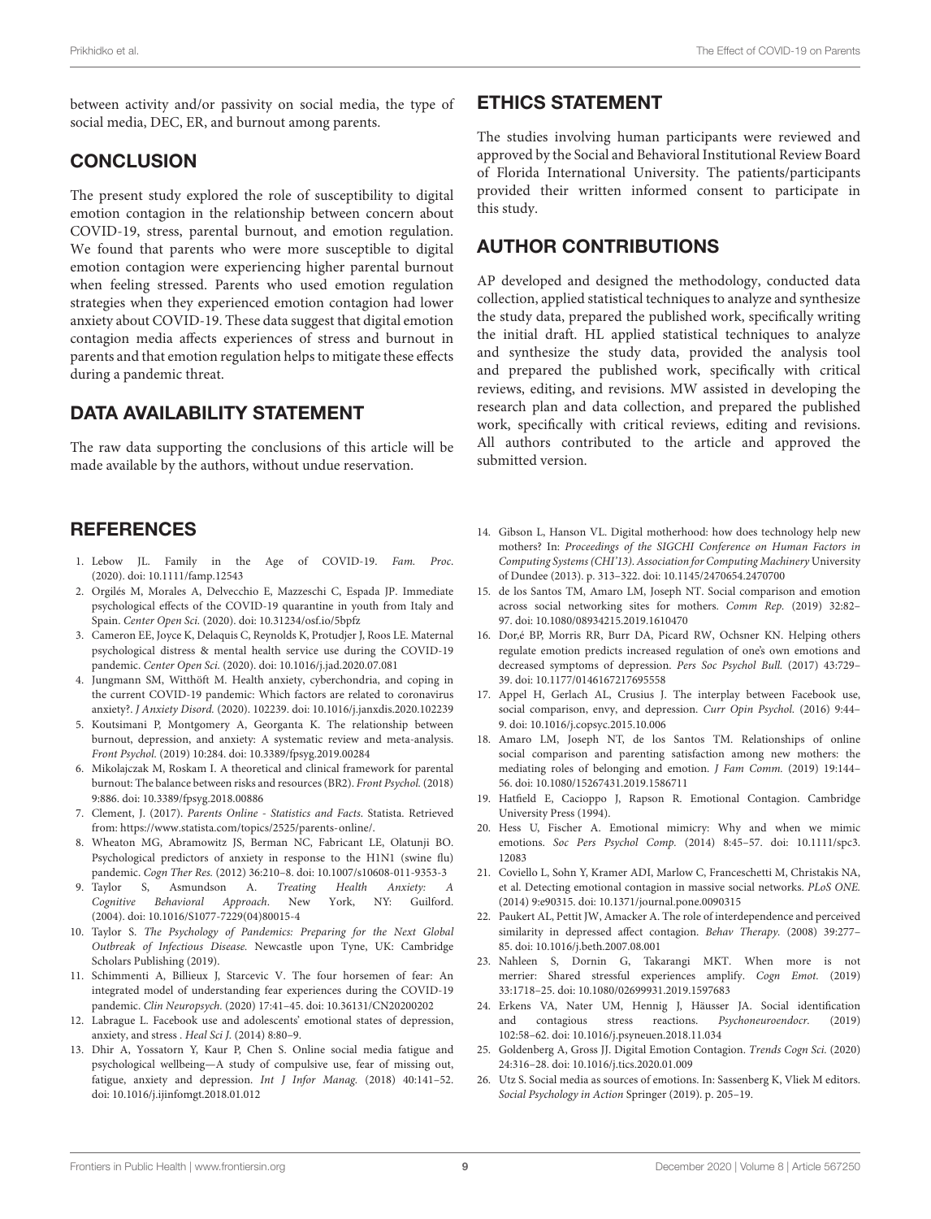between activity and/or passivity on social media, the type of social media, DEC, ER, and burnout among parents.

## CONCLUSION

The present study explored the role of susceptibility to digital emotion contagion in the relationship between concern about COVID-19, stress, parental burnout, and emotion regulation. We found that parents who were more susceptible to digital emotion contagion were experiencing higher parental burnout when feeling stressed. Parents who used emotion regulation strategies when they experienced emotion contagion had lower anxiety about COVID-19. These data suggest that digital emotion contagion media affects experiences of stress and burnout in parents and that emotion regulation helps to mitigate these effects during a pandemic threat.

## DATA AVAILABILITY STATEMENT

The raw data supporting the conclusions of this article will be made available by the authors, without undue reservation.

## ETHICS STATEMENT

The studies involving human participants were reviewed and approved by the Social and Behavioral Institutional Review Board of Florida International University. The patients/participants provided their written informed consent to participate in this study.

## AUTHOR CONTRIBUTIONS

AP developed and designed the methodology, conducted data collection, applied statistical techniques to analyze and synthesize the study data, prepared the published work, specifically writing the initial draft. HL applied statistical techniques to analyze and synthesize the study data, provided the analysis tool and prepared the published work, specifically with critical reviews, editing, and revisions. MW assisted in developing the research plan and data collection, and prepared the published work, specifically with critical reviews, editing and revisions. All authors contributed to the article and approved the submitted version.

## REFERENCES

1. Lebow JL. Family in the Age of COVID-19. *Fam. Proc*. (2020). doi: 10.1111/famp.12543
2. Orgilés M, Morales A, Delvecchio E, Mazzeschi C, Espada JP. Immediate psychological effects of the COVID-19 quarantine in youth from Italy and Spain. *Center Open Sci.* (2020). doi: 10.31234/osf.io/5bpfz
3. Cameron EE, Joyce K, Delaquis C, Reynolds K, Protudjer J, Roos LE. Maternal psychological distress & mental health service use during the COVID-19 pandemic. *Center Open Sci.* (2020). doi: 10.1016/j.jad.2020.07.081
4. Jungmann SM, Witthöft M. Health anxiety, cyberchondria, and coping in the current COVID-19 pandemic: Which factors are related to coronavirus anxiety?. *J Anxiety Disord.* (2020). 102239. doi: 10.1016/j.janxdis.2020.102239
5. Koutsimani P, Montgomery A, Georganta K. The relationship between burnout, depression, and anxiety: A systematic review and meta-analysis. *Front Psychol.* (2019) 10:284. doi: 10.3389/fpsyg.2019.00284
6. Mikolajczak M, Roskam I. A theoretical and clinical framework for parental burnout: The balance between risks and resources (BR2). *Front Psychol.* (2018) 9:886. doi: 10.3389/fpsyg.2018.00886
7. Clement, J. (2017). *Parents Online - Statistics and Facts*. Statista. Retrieved from: https://www.statista.com/topics/2525/parents-online/.
8. Wheaton MG, Abramowitz JS, Berman NC, Fabricant LE, Olatunji BO. Psychological predictors of anxiety in response to the H1N1 (swine flu) pandemic. *Cogn Ther Res.* (2012) 36:210–8. doi: 10.1007/s10608-011-9353-3
9. Taylor S, Asmundson A. *Treating Health Anxiety: A Cognitive Behavioral Approach*. New York, NY: Guilford. (2004). doi: 10.1016/S1077-7229(04)80015-4
10. Taylor S. *The Psychology of Pandemics: Preparing for the Next Global Outbreak of Infectious Disease.* Newcastle upon Tyne, UK: Cambridge Scholars Publishing (2019).
11. Schimmenti A, Billieux J, Starcevic V. The four horsemen of fear: An integrated model of understanding fear experiences during the COVID-19 pandemic. *Clin Neuropsych.* (2020) 17:41–45. doi: 10.36131/CN20200202
12. Labrague L. Facebook use and adolescents' emotional states of depression, anxiety, and stress . *Heal Sci J.* (2014) 8:80–9.
13. Dhir A, Yossatorn Y, Kaur P, Chen S. Online social media fatigue and psychological wellbeing—A study of compulsive use, fear of missing out, fatigue, anxiety and depression. *Int J Infor Manag.* (2018) 40:141–52. doi: 10.1016/j.ijinfomgt.2018.01.012
14. Gibson L, Hanson VL. Digital motherhood: how does technology help new mothers? In: *Proceedings of the SIGCHI Conference on Human Factors in Computing Systems (CHI'13). Association for Computing Machinery* University of Dundee (2013). p. 313–322. doi: 10.1145/2470654.2470700
15. de los Santos TM, Amaro LM, Joseph NT. Social comparison and emotion across social networking sites for mothers. *Comm Rep.* (2019) 32:82–97. doi: 10.1080/08934215.2019.1610470
16. Dor,é BP, Morris RR, Burr DA, Picard RW, Ochsner KN. Helping others regulate emotion predicts increased regulation of one's own emotions and decreased symptoms of depression. *Pers Soc Psychol Bull.* (2017) 43:729–39. doi: 10.1177/0146167217695558
17. Appel H, Gerlach AL, Crusius J. The interplay between Facebook use, social comparison, envy, and depression. *Curr Opin Psychol.* (2016) 9:44–9. doi: 10.1016/j.copsyc.2015.10.006
18. Amaro LM, Joseph NT, de los Santos TM. Relationships of online social comparison and parenting satisfaction among new mothers: the mediating roles of belonging and emotion. *J Fam Comm.* (2019) 19:144–56. doi: 10.1080/15267431.2019.1586711
19. Hatfield E, Cacioppo J, Rapson R. Emotional Contagion. Cambridge University Press (1994).
20. Hess U, Fischer A. Emotional mimicry: Why and when we mimic emotions. *Soc Pers Psychol Comp.* (2014) 8:45–57. doi: 10.1111/spc3.12083
21. Coviello L, Sohn Y, Kramer ADI, Marlow C, Franceschetti M, Christakis NA, et al. Detecting emotional contagion in massive social networks. *PLoS ONE.* (2014) 9:e90315. doi: 10.1371/journal.pone.0090315
22. Paukert AL, Pettit JW, Amacker A. The role of interdependence and perceived similarity in depressed affect contagion. *Behav Therapy.* (2008) 39:277–85. doi: 10.1016/j.beth.2007.08.001
23. Nahleen S, Dornin G, Takarangi MKT. When more is not merrier: Shared stressful experiences amplify. *Cogn Emot.* (2019) 33:1718–25. doi: 10.1080/02699931.2019.1597683
24. Erkens VA, Nater UM, Hennig J, Häusser JA. Social identification and contagious stress reactions. *Psychoneuroendocr.* (2019) 102:58–62. doi: 10.1016/j.psyneuen.2018.11.034
25. Goldenberg A, Gross JJ. Digital Emotion Contagion. *Trends Cogn Sci.* (2020) 24:316–28. doi: 10.1016/j.tics.2020.01.009
26. Utz S. Social media as sources of emotions. In: Sassenberg K, Vliek M editors. *Social Psychology in Action* Springer (2019). p. 205–19.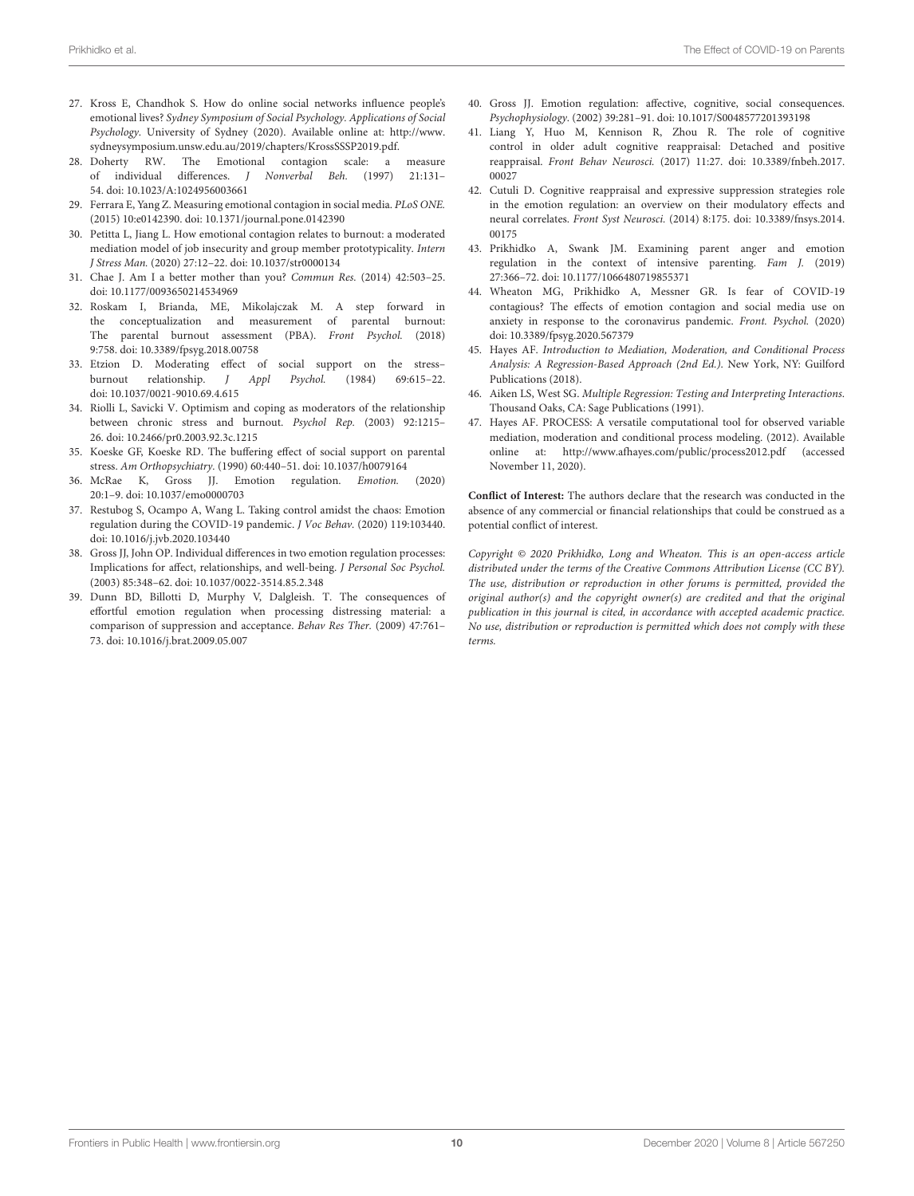27. Kross E, Chandhok S. How do online social networks influence people's emotional lives? *Sydney Symposium of Social Psychology. Applications of Social Psychology*. University of Sydney (2020). Available online at: http://www.sydneysymposium.unsw.edu.au/2019/chapters/KrossSSSP2019.pdf.
28. Doherty RW. The Emotional contagion scale: a measure of individual differences. *J Nonverbal Beh.* (1997) 21:131–54. doi: 10.1023/A:1024956003661
29. Ferrara E, Yang Z. Measuring emotional contagion in social media. *PLoS ONE.* (2015) 10:e0142390. doi: 10.1371/journal.pone.0142390
30. Petitta L, Jiang L. How emotional contagion relates to burnout: a moderated mediation model of job insecurity and group member prototypicality. *Intern J Stress Man.* (2020) 27:12–22. doi: 10.1037/str0000134
31. Chae J. Am I a better mother than you? *Commun Res.* (2014) 42:503–25. doi: 10.1177/0093650214534969
32. Roskam I, Brianda, ME, Mikolajczak M. A step forward in the conceptualization and measurement of parental burnout: The parental burnout assessment (PBA). *Front Psychol.* (2018) 9:758. doi: 10.3389/fpsyg.2018.00758
33. Etzion D. Moderating effect of social support on the stress–burnout relationship. *J Appl Psychol.* (1984) 69:615–22. doi: 10.1037/0021-9010.69.4.615
34. Riolli L, Savicki V. Optimism and coping as moderators of the relationship between chronic stress and burnout. *Psychol Rep.* (2003) 92:1215–26. doi: 10.2466/pr0.2003.92.3c.1215
35. Koeske GF, Koeske RD. The buffering effect of social support on parental stress. *Am Orthopsychiatry*. (1990) 60:440–51. doi: 10.1037/h0079164
36. McRae K, Gross JJ. Emotion regulation. *Emotion.* (2020) 20:1–9. doi: 10.1037/emo0000703
37. Restubog S, Ocampo A, Wang L. Taking control amidst the chaos: Emotion regulation during the COVID-19 pandemic. *J Voc Behav*. (2020) 119:103440. doi: 10.1016/j.jvb.2020.103440
38. Gross JJ, John OP. Individual differences in two emotion regulation processes: Implications for affect, relationships, and well-being. *J Personal Soc Psychol.* (2003) 85:348–62. doi: 10.1037/0022-3514.85.2.348
39. Dunn BD, Billotti D, Murphy V, Dalgleish. T. The consequences of effortful emotion regulation when processing distressing material: a comparison of suppression and acceptance. *Behav Res Ther*. (2009) 47:761–73. doi: 10.1016/j.brat.2009.05.007
40. Gross JJ. Emotion regulation: affective, cognitive, social consequences. *Psychophysiology*. (2002) 39:281–91. doi: 10.1017/S0048577201393198
41. Liang Y, Huo M, Kennison R, Zhou R. The role of cognitive control in older adult cognitive reappraisal: Detached and positive reappraisal. *Front Behav Neurosci.* (2017) 11:27. doi: 10.3389/fnbeh.2017.00027
42. Cutuli D. Cognitive reappraisal and expressive suppression strategies role in the emotion regulation: an overview on their modulatory effects and neural correlates. *Front Syst Neurosci.* (2014) 8:175. doi: 10.3389/fnsys.2014.00175
43. Prikhidko A, Swank JM. Examining parent anger and emotion regulation in the context of intensive parenting. *Fam J.* (2019) 27:366–72. doi: 10.1177/1066480719855371
44. Wheaton MG, Prikhidko A, Messner GR. Is fear of COVID-19 contagious? The effects of emotion contagion and social media use on anxiety in response to the coronavirus pandemic. *Front. Psychol.* (2020) doi: 10.3389/fpsyg.2020.567379
45. Hayes AF. *Introduction to Mediation, Moderation, and Conditional Process Analysis: A Regression-Based Approach (2nd Ed.)*. New York, NY: Guilford Publications (2018).
46. Aiken LS, West SG. *Multiple Regression: Testing and Interpreting Interactions*. Thousand Oaks, CA: Sage Publications (1991).
47. Hayes AF. PROCESS: A versatile computational tool for observed variable mediation, moderation and conditional process modeling. (2012). Available online at: http://www.afhayes.com/public/process2012.pdf (accessed November 11, 2020).

**Conflict of Interest:** The authors declare that the research was conducted in the absence of any commercial or financial relationships that could be construed as a potential conflict of interest.

*Copyright © 2020 Prikhidko, Long and Wheaton. This is an open-access article distributed under the terms of the Creative Commons Attribution License (CC BY). The use, distribution or reproduction in other forums is permitted, provided the original author(s) and the copyright owner(s) are credited and that the original publication in this journal is cited, in accordance with accepted academic practice. No use, distribution or reproduction is permitted which does not comply with these terms.*